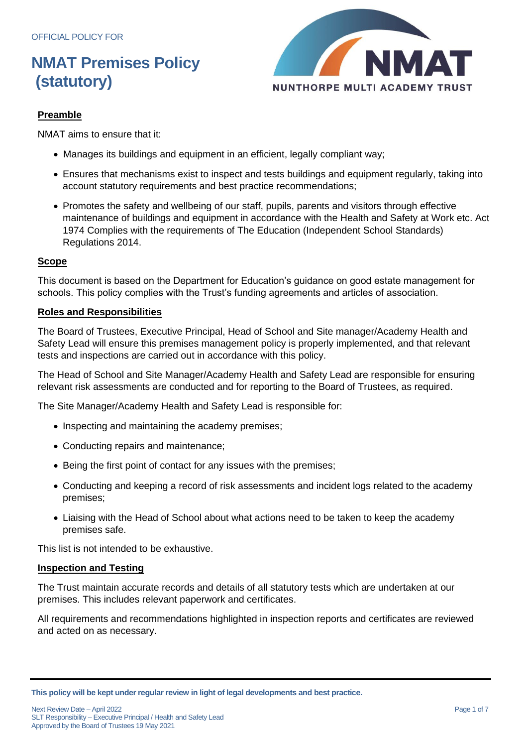OFFICIAL POLICY FOR

# NMAT Premises Policy (statutory)

NUNTHORPE MULTI ACADEMY TRUST

## Preamble

NMAT aims to ensure that it:

- Manages its buildings and equipment in an efficient, legally compliant way;
- Ensures that mechanisms exist to inspect and tests buildings and equipment regularly, taking into account statutory requirements and best practice recommendations;
- Promotes the safety and wellbeing of our staff, pupils, parents and visitors through effective maintenance of buildings and equipment in accordance with the Health and Safety at Work etc. Act 1974 Complies with the requirements of The Education (Independent School Standards) Regulations 2014.

## Scope

This document is based on the Department for Education's guidance on good estate management for schools. This policy complies with the Trust's funding agreements and articles of association.

## Roles and Responsibilities

The Board of Trustees, Executive Principal, Head of School and Site manager/Academy Health and Safety Lead will ensure this premises management policy is properly implemented, and that relevant tests and inspections are carried out in accordance with this policy.

The Head of School and Site Manager/Academy Health and Safety Lead are responsible for ensuring relevant risk assessments are conducted and for reporting to the Board of Trustees, as required.

The Site Manager/Academy Health and Safety Lead is responsible for:

- Inspecting and maintaining the academy premises;
- Conducting repairs and maintenance;
- Being the first point of contact for any issues with the premises;
- Conducting and keeping a record of risk assessments and incident logs related to the academy premises;
- Liaising with the Head of School about what actions need to be taken to keep the academy premises safe.

This list is not intended to be exhaustive.

## Inspection and Testing

The Trust maintain accurate records and details of all statutory tests which are undertaken at our premises. This includes relevant paperwork and certificates.

All requirements and recommendations highlighted in inspection reports and certificates are reviewed and acted on as necessary.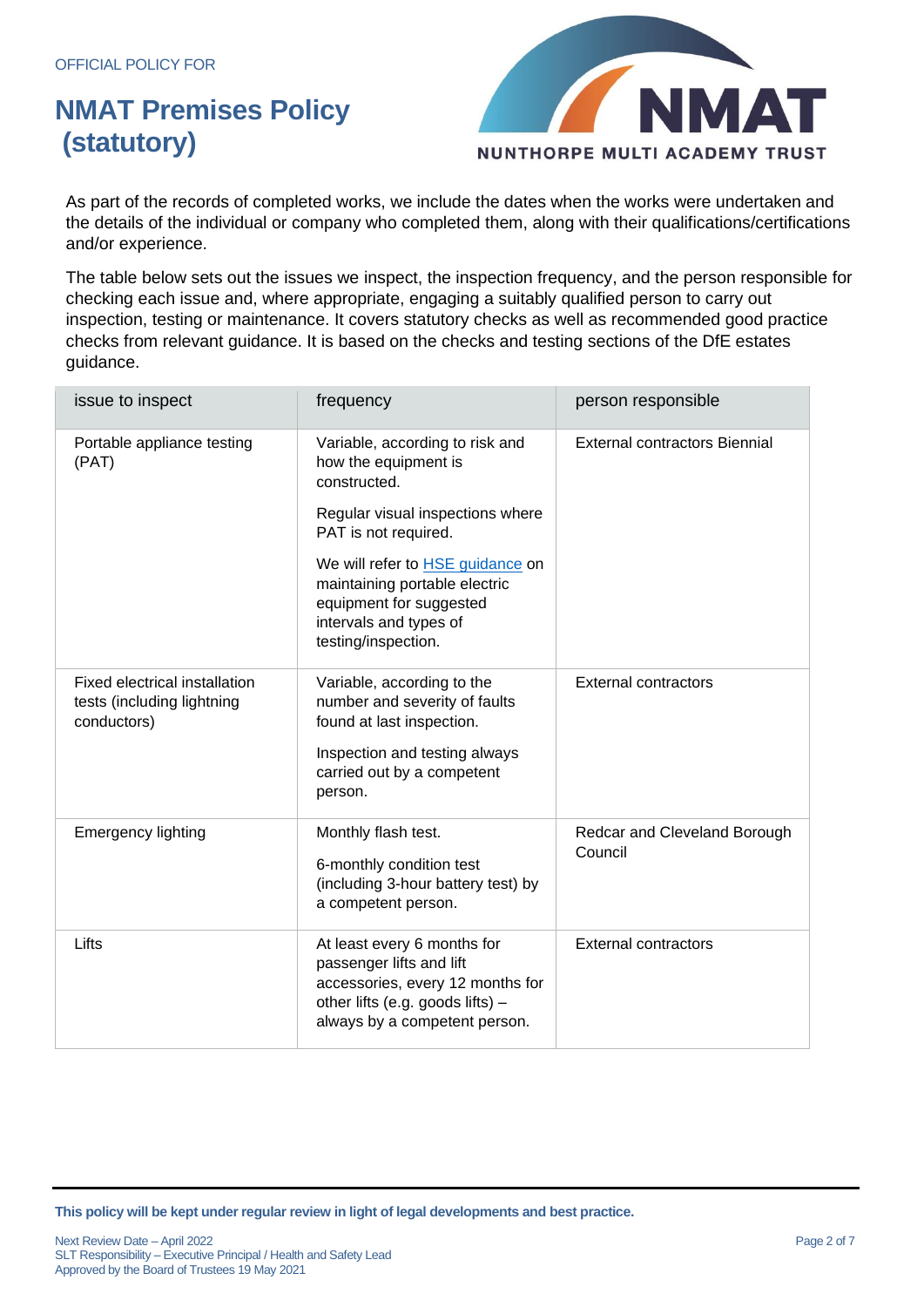As part of the records of completed works, we include the dates when the works were undertaken and the details of the individual or company who completed them, along with their qualifications/certifications and/or experience.

The table below sets out the issues we inspect, the inspection frequency, and the person responsible for checking each issue and, where appropriate, engaging a suitably qualified person to carry out inspection, testing or maintenance. It covers statutory checks as well as recommended good practice checks from relevant guidance. It is based on the checks and testing sections of the DfE estates guidance.

| issue to inspect | frequency | person responsible |
|---|---|---|
| Portable appliance testing (PAT) | Variable, according to risk and how the equipment is constructed.<br><br>Regular visual inspections where PAT is not required.<br><br>We will refer to HSE guidance on maintaining portable electric equipment for suggested intervals and types of testing/inspection. | External contractors Biennial |
| Fixed electrical installation tests (including lightning conductors) | Variable, according to the number and severity of faults found at last inspection.<br><br>Inspection and testing always carried out by a competent person. | External contractors |
| Emergency lighting | Monthly flash test.<br><br>6-monthly condition test (including 3-hour battery test) by a competent person. | Redcar and Cleveland Borough Council |
| Lifts | At least every 6 months for passenger lifts and lift accessories, every 12 months for other lifts (e.g. goods lifts) – always by a competent person. | External contractors |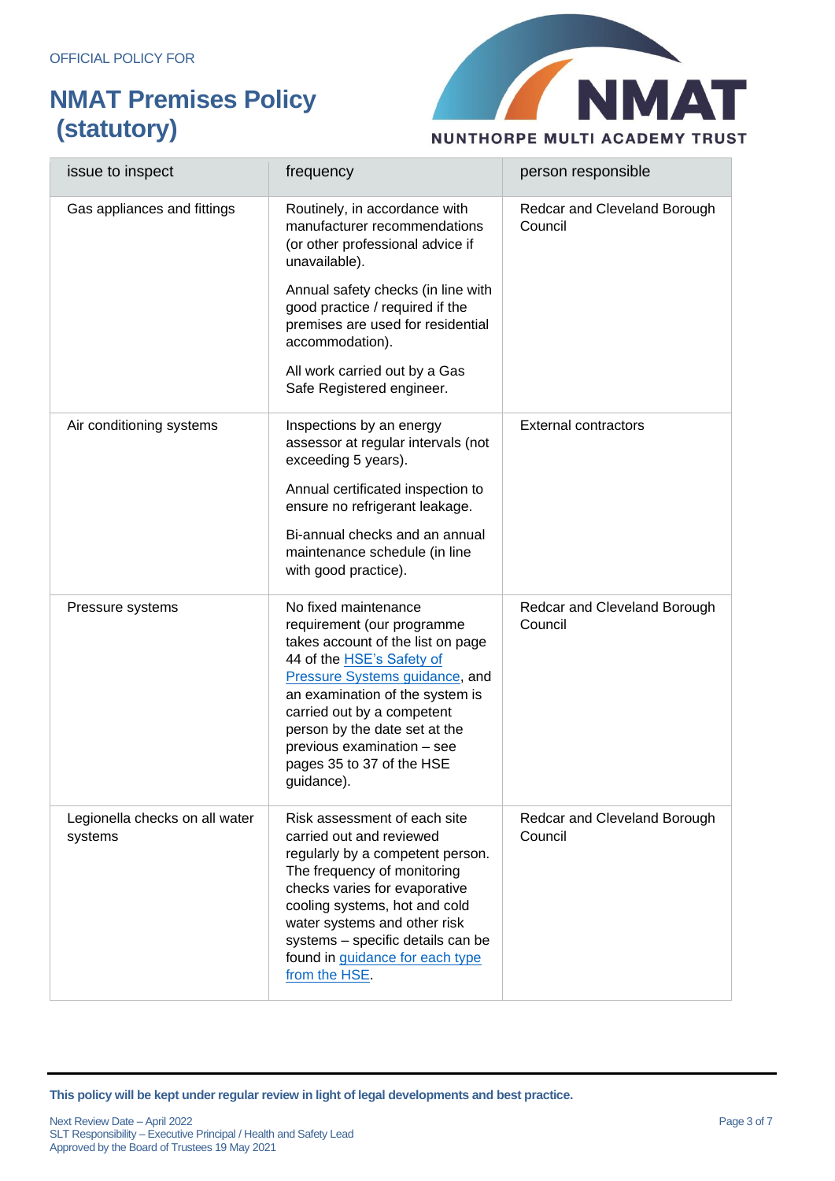| issue to inspect | frequency | person responsible |
|---|---|---|
| Gas appliances and fittings | Routinely, in accordance with manufacturer recommendations (or other professional advice if unavailable).<br><br>Annual safety checks (in line with good practice / required if the premises are used for residential accommodation).<br><br>All work carried out by a Gas Safe Registered engineer. | Redcar and Cleveland Borough Council |
| Air conditioning systems | Inspections by an energy assessor at regular intervals (not exceeding 5 years).<br><br>Annual certificated inspection to ensure no refrigerant leakage.<br><br>Bi-annual checks and an annual maintenance schedule (in line with good practice). | External contractors |
| Pressure systems | No fixed maintenance requirement (our programme takes account of the list on page 44 of the HSE's Safety of Pressure Systems guidance, and an examination of the system is carried out by a competent person by the date set at the previous examination – see pages 35 to 37 of the HSE guidance). | Redcar and Cleveland Borough Council |
| Legionella checks on all water systems | Risk assessment of each site carried out and reviewed regularly by a competent person. The frequency of monitoring checks varies for evaporative cooling systems, hot and cold water systems and other risk systems – specific details can be found in guidance for each type from the HSE. | Redcar and Cleveland Borough Council |

**This policy will be kept under regular review in light of legal developments and best practice.**

Next Review Date – April 2022
SLT Responsibility – Executive Principal / Health and Safety Lead
Approved by the Board of Trustees 19 May 2021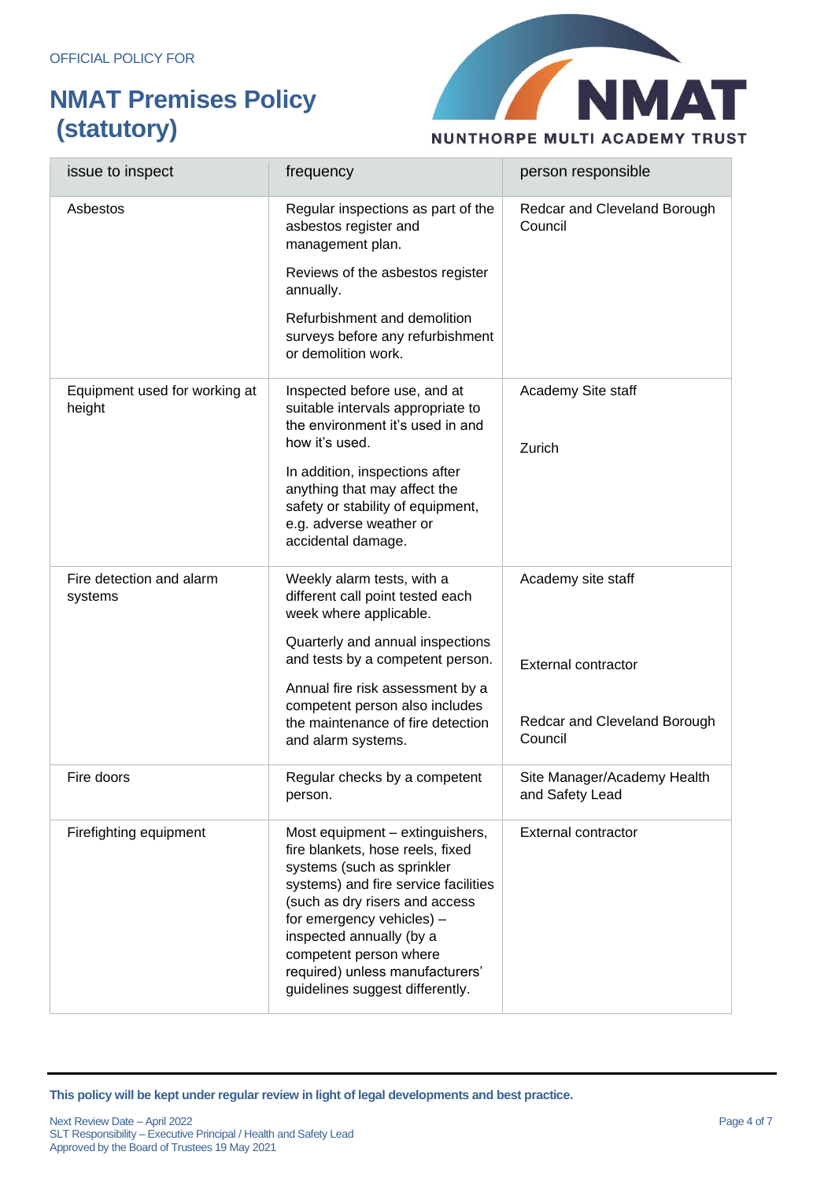| issue to inspect | frequency | person responsible |
|---|---|---|
| Asbestos | Regular inspections as part of the asbestos register and management plan.<br><br>Reviews of the asbestos register annually.<br><br>Refurbishment and demolition surveys before any refurbishment or demolition work. | Redcar and Cleveland Borough Council |
| Equipment used for working at height | Inspected before use, and at suitable intervals appropriate to the environment it's used in and how it's used.<br><br>In addition, inspections after anything that may affect the safety or stability of equipment, e.g. adverse weather or accidental damage. | Academy Site staff<br><br>Zurich |
| Fire detection and alarm systems | Weekly alarm tests, with a different call point tested each week where applicable.<br><br>Quarterly and annual inspections and tests by a competent person.<br><br>Annual fire risk assessment by a competent person also includes the maintenance of fire detection and alarm systems. | Academy site staff<br><br>External contractor<br><br>Redcar and Cleveland Borough Council |
| Fire doors | Regular checks by a competent person. | Site Manager/Academy Health and Safety Lead |
| Firefighting equipment | Most equipment – extinguishers, fire blankets, hose reels, fixed systems (such as sprinkler systems) and fire service facilities (such as dry risers and access for emergency vehicles) – inspected annually (by a competent person where required) unless manufacturers' guidelines suggest differently. | External contractor |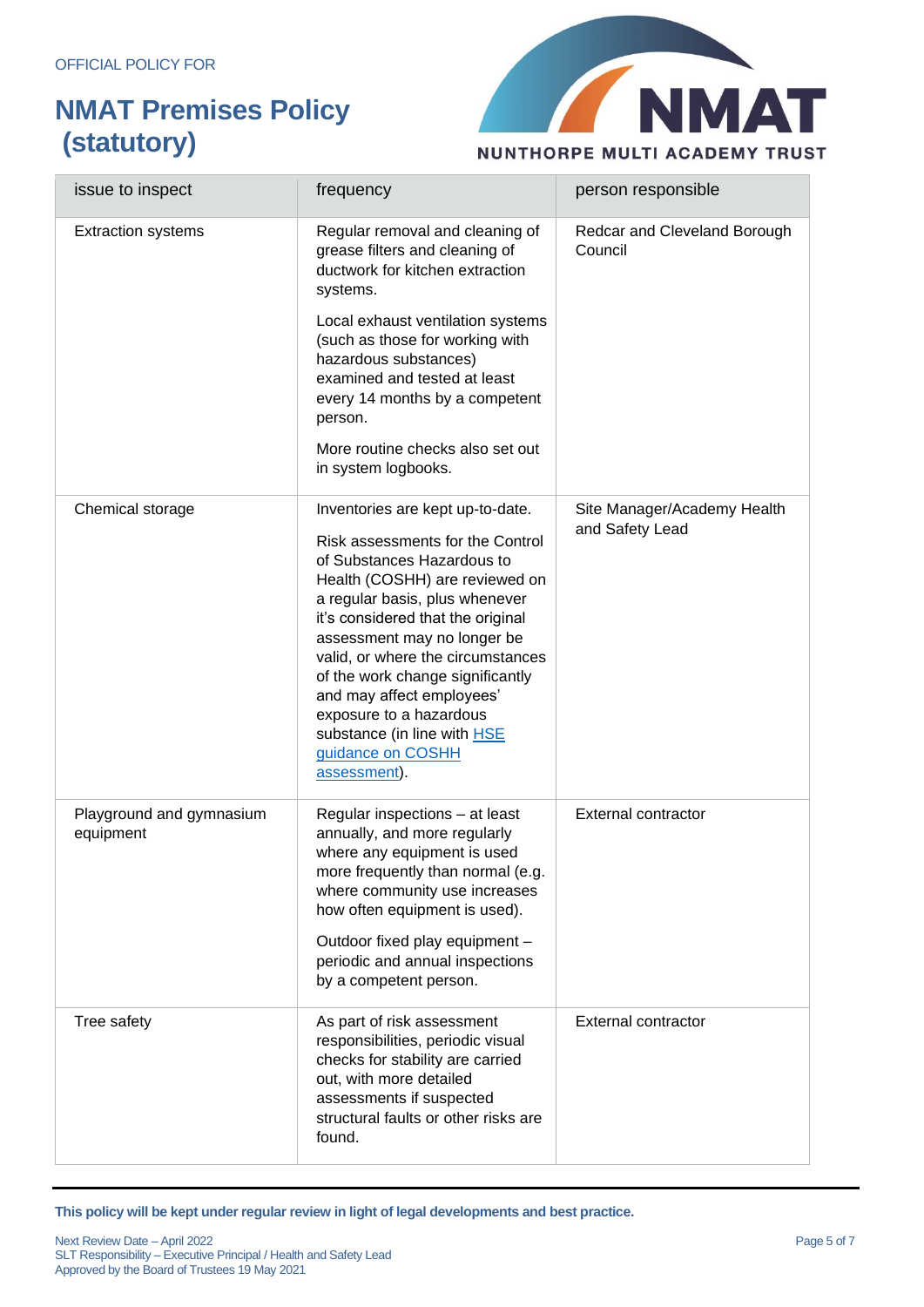| issue to inspect | frequency | person responsible |
|---|---|---|
| Extraction systems | Regular removal and cleaning of grease filters and cleaning of ductwork for kitchen extraction systems.<br><br>Local exhaust ventilation systems (such as those for working with hazardous substances) examined and tested at least every 14 months by a competent person.<br><br>More routine checks also set out in system logbooks. | Redcar and Cleveland Borough Council |
| Chemical storage | Inventories are kept up-to-date.<br><br>Risk assessments for the Control of Substances Hazardous to Health (COSHH) are reviewed on a regular basis, plus whenever it's considered that the original assessment may no longer be valid, or where the circumstances of the work change significantly and may affect employees' exposure to a hazardous substance (in line with HSE guidance on COSHH assessment). | Site Manager/Academy Health and Safety Lead |
| Playground and gymnasium equipment | Regular inspections – at least annually, and more regularly where any equipment is used more frequently than normal (e.g. where community use increases how often equipment is used).<br><br>Outdoor fixed play equipment – periodic and annual inspections by a competent person. | External contractor |
| Tree safety | As part of risk assessment responsibilities, periodic visual checks for stability are carried out, with more detailed assessments if suspected structural faults or other risks are found. | External contractor |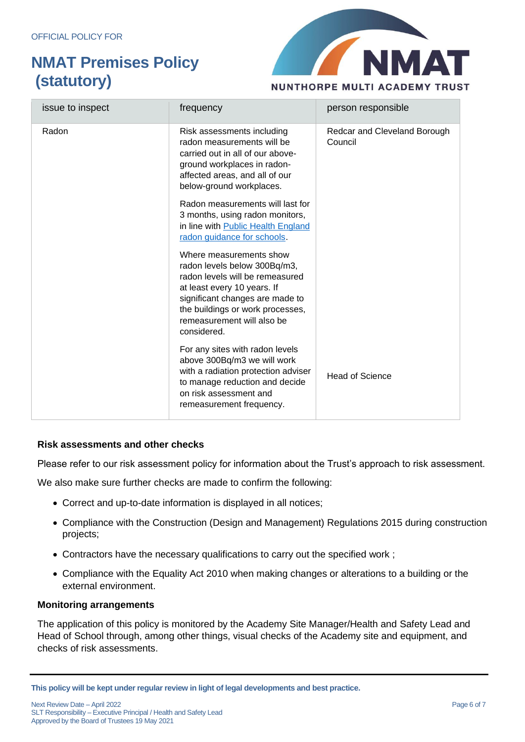| issue to inspect | frequency | person responsible |
|---|---|---|
| Radon | Risk assessments including radon measurements will be carried out in all of our above-ground workplaces in radon-affected areas, and all of our below-ground workplaces.<br><br>Radon measurements will last for 3 months, using radon monitors, in line with [Public Health England radon guidance for schools](Public Health England radon guidance for schools).<br><br>Where measurements show radon levels below 300Bq/m3, radon levels will be remeasured at least every 10 years. If significant changes are made to the buildings or work processes, remeasurement will also be considered. | Redcar and Cleveland Borough Council |
| | For any sites with radon levels above 300Bq/m3 we will work with a radiation protection adviser to manage reduction and decide on risk assessment and remeasurement frequency. | Head of Science |

**Risk assessments and other checks**

Please refer to our risk assessment policy for information about the Trust's approach to risk assessment.

We also make sure further checks are made to confirm the following:

- Correct and up-to-date information is displayed in all notices;
- Compliance with the Construction (Design and Management) Regulations 2015 during construction projects;
- Contractors have the necessary qualifications to carry out the specified work ;
- Compliance with the Equality Act 2010 when making changes or alterations to a building or the external environment.

**Monitoring arrangements**

The application of this policy is monitored by the Academy Site Manager/Health and Safety Lead and Head of School through, among other things, visual checks of the Academy site and equipment, and checks of risk assessments.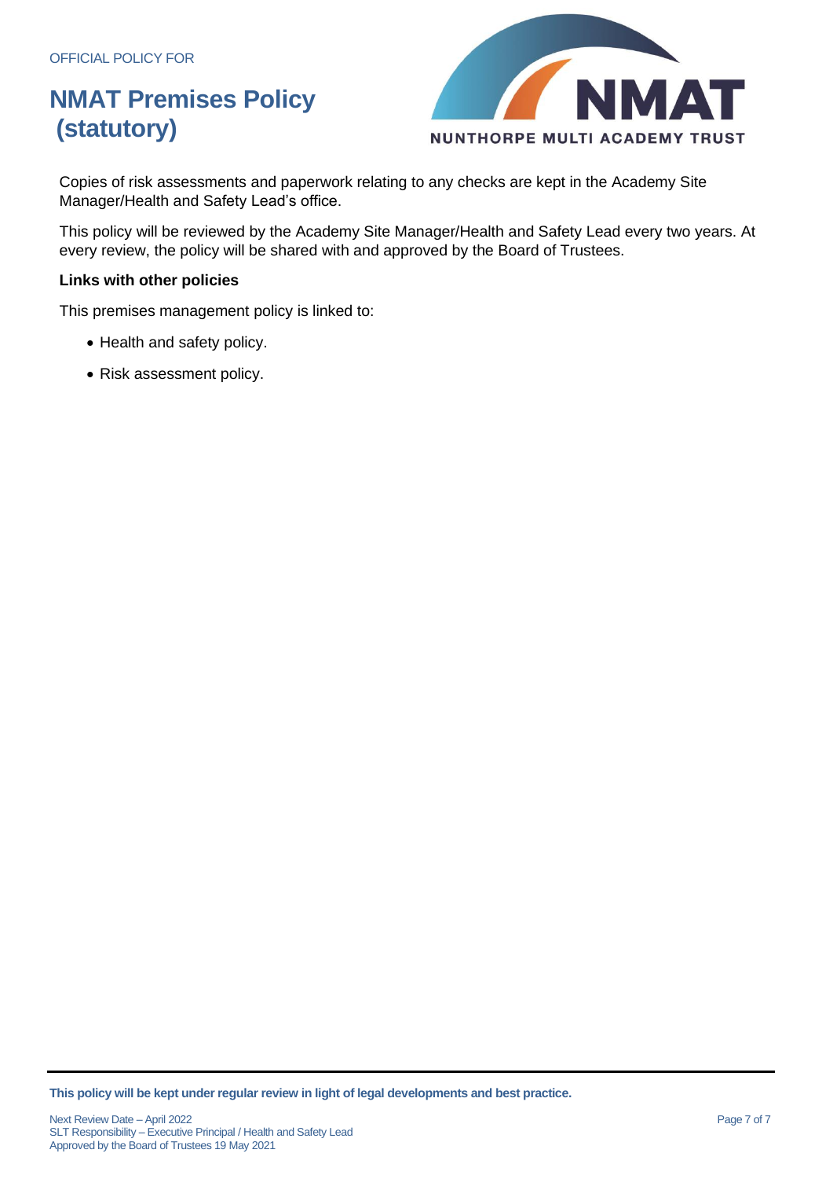Copies of risk assessments and paperwork relating to any checks are kept in the Academy Site Manager/Health and Safety Lead's office.

This policy will be reviewed by the Academy Site Manager/Health and Safety Lead every two years. At every review, the policy will be shared with and approved by the Board of Trustees.

**Links with other policies**

This premises management policy is linked to:

- Health and safety policy.
- Risk assessment policy.